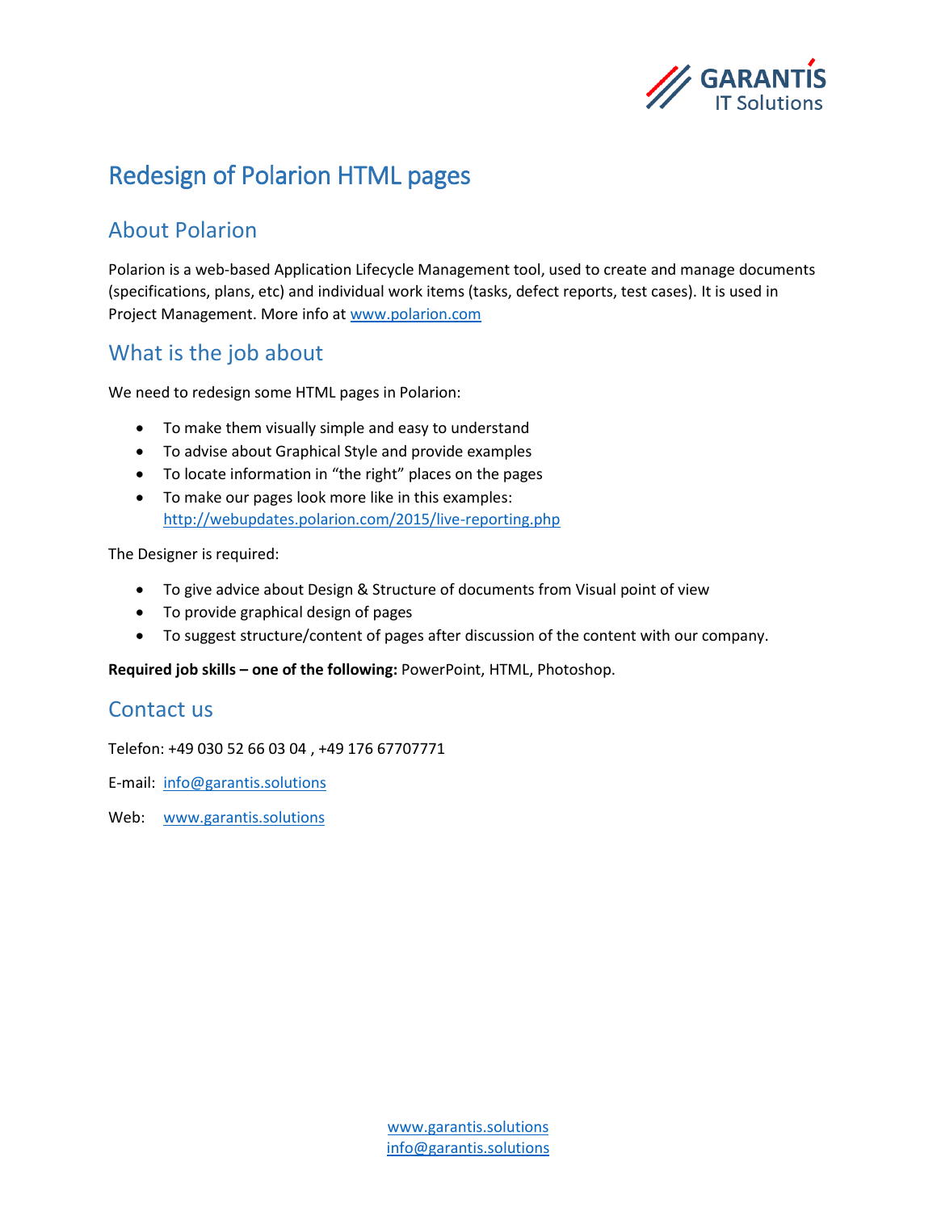# Redesign of Polarion HTML pages

## About Polarion

Polarion is a web-based Application Lifecycle Management tool, used to create and manage documents (specifications, plans, etc) and individual work items (tasks, defect reports, test cases). It is used in Project Management. More info at www.polarion.com

## What is the job about

We need to redesign some HTML pages in Polarion:

- To make them visually simple and easy to understand
- To advise about Graphical Style and provide examples
- To locate information in "the right" places on the pages
- To make our pages look more like in this examples: http://webupdates.polarion.com/2015/live-reporting.php

The Designer is required:

- To give advice about Design & Structure of documents from Visual point of view
- To provide graphical design of pages
- To suggest structure/content of pages after discussion of the content with our company.

**Required job skills – one of the following:** PowerPoint, HTML, Photoshop.

## Contact us

Telefon: +49 030 52 66 03 04 , +49 176 67707771

E-mail: info@garantis.solutions

Web: www.garantis.solutions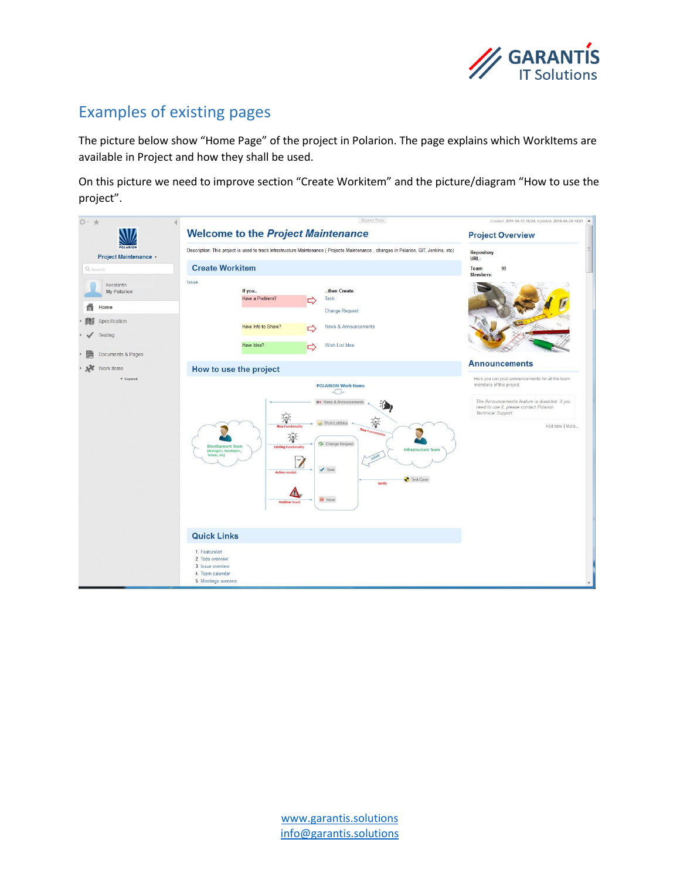## Examples of existing pages

The picture below show “Home Page” of the project in Polarion. The page explains which WorkItems are available in Project and how they shall be used.

On this picture we need to improve section “Create Workitem” and the picture/diagram “How to use the project”.

www.garantis.solutions
info@garantis.solutions